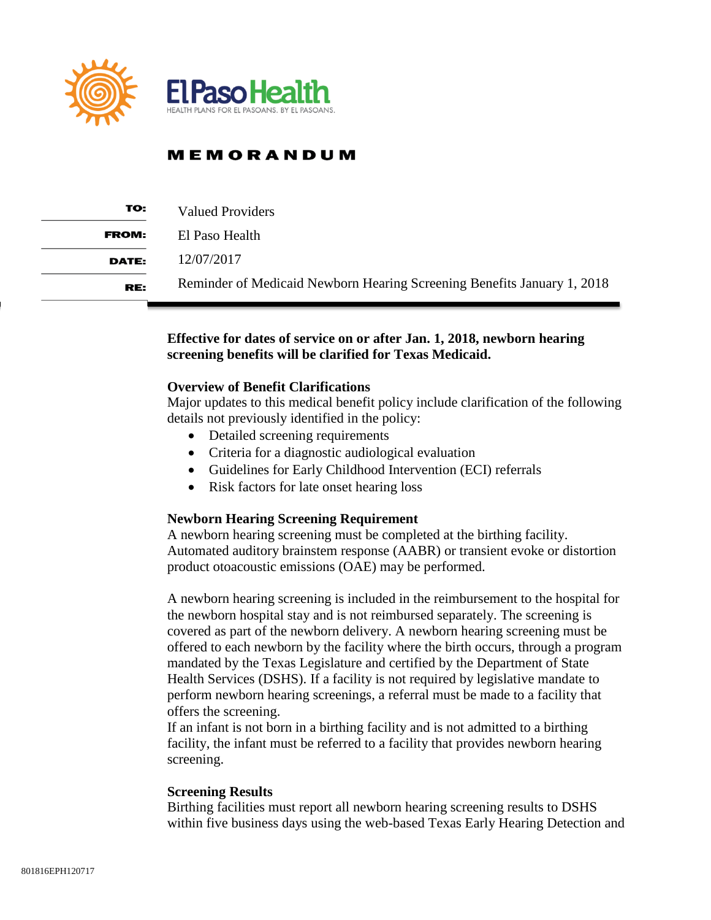El Paso Health

HEALTH PLANS FOR EL PASOANS. BY EL PASOANS.

# MEMORANDUM

| | |
|---|---|
| **TO:** | Valued Providers |
| **FROM:** | El Paso Health |
| **DATE:** | 12/07/2017 |
| **RE:** | Reminder of Medicaid Newborn Hearing Screening Benefits January 1, 2018 |

**Effective for dates of service on or after Jan. 1, 2018, newborn hearing screening benefits will be clarified for Texas Medicaid.**

**Overview of Benefit Clarifications**

Major updates to this medical benefit policy include clarification of the following details not previously identified in the policy:

- Detailed screening requirements
- Criteria for a diagnostic audiological evaluation
- Guidelines for Early Childhood Intervention (ECI) referrals
- Risk factors for late onset hearing loss

**Newborn Hearing Screening Requirement**

A newborn hearing screening must be completed at the birthing facility. Automated auditory brainstem response (AABR) or transient evoke or distortion product otoacoustic emissions (OAE) may be performed.

A newborn hearing screening is included in the reimbursement to the hospital for the newborn hospital stay and is not reimbursed separately. The screening is covered as part of the newborn delivery. A newborn hearing screening must be offered to each newborn by the facility where the birth occurs, through a program mandated by the Texas Legislature and certified by the Department of State Health Services (DSHS). If a facility is not required by legislative mandate to perform newborn hearing screenings, a referral must be made to a facility that offers the screening.

If an infant is not born in a birthing facility and is not admitted to a birthing facility, the infant must be referred to a facility that provides newborn hearing screening.

**Screening Results**

Birthing facilities must report all newborn hearing screening results to DSHS within five business days using the web-based Texas Early Hearing Detection and

801816EPH120717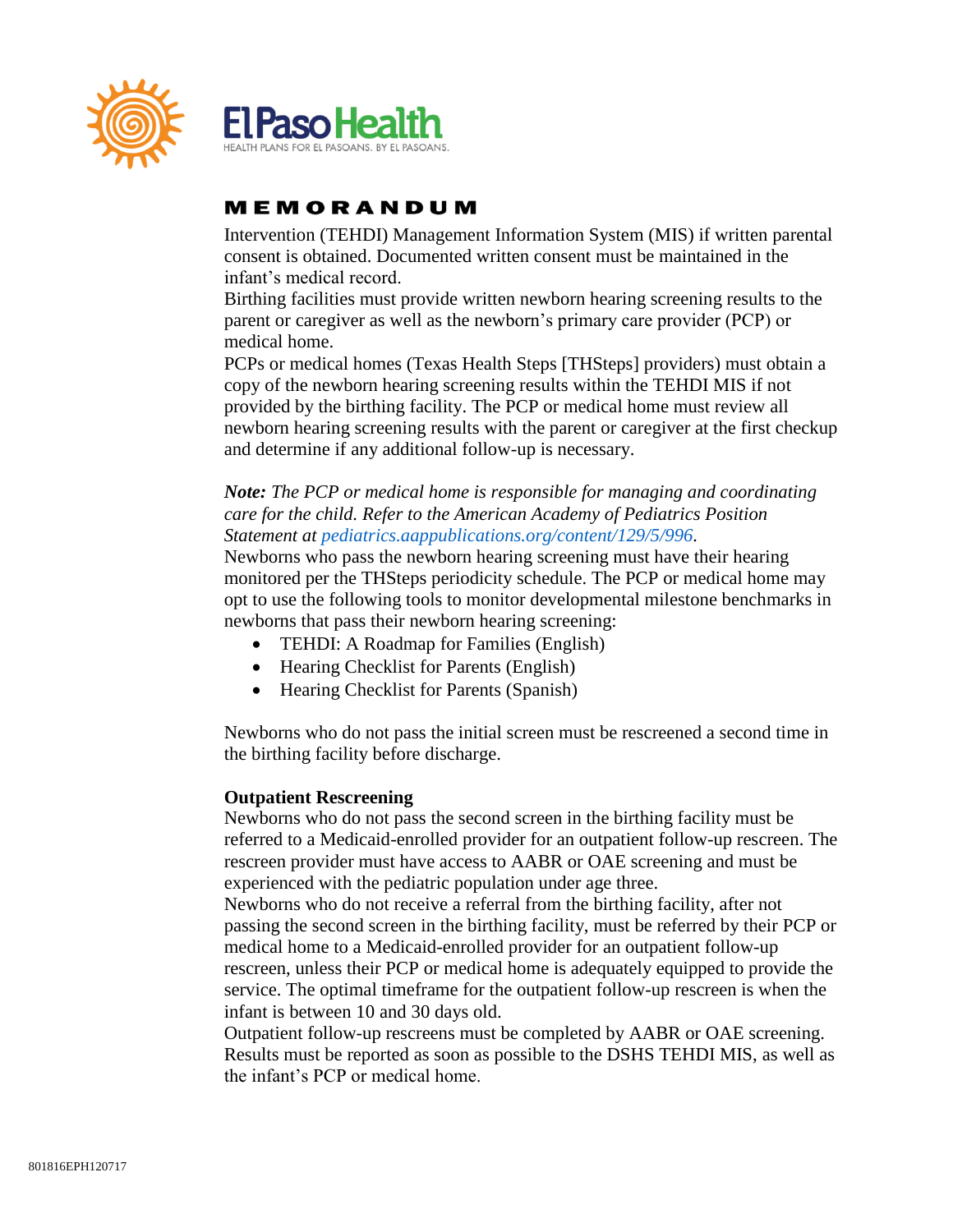# MEMORANDUM

Intervention (TEHDI) Management Information System (MIS) if written parental consent is obtained. Documented written consent must be maintained in the infant's medical record.

Birthing facilities must provide written newborn hearing screening results to the parent or caregiver as well as the newborn's primary care provider (PCP) or medical home.

PCPs or medical homes (Texas Health Steps [THSteps] providers) must obtain a copy of the newborn hearing screening results within the TEHDI MIS if not provided by the birthing facility. The PCP or medical home must review all newborn hearing screening results with the parent or caregiver at the first checkup and determine if any additional follow-up is necessary.

***Note:*** *The PCP or medical home is responsible for managing and coordinating care for the child. Refer to the American Academy of Pediatrics Position Statement at pediatrics.aappublications.org/content/129/5/996.*

Newborns who pass the newborn hearing screening must have their hearing monitored per the THSteps periodicity schedule. The PCP or medical home may opt to use the following tools to monitor developmental milestone benchmarks in newborns that pass their newborn hearing screening:

- TEHDI: A Roadmap for Families (English)
- Hearing Checklist for Parents (English)
- Hearing Checklist for Parents (Spanish)

Newborns who do not pass the initial screen must be rescreened a second time in the birthing facility before discharge.

**Outpatient Rescreening**

Newborns who do not pass the second screen in the birthing facility must be referred to a Medicaid-enrolled provider for an outpatient follow-up rescreen. The rescreen provider must have access to AABR or OAE screening and must be experienced with the pediatric population under age three.

Newborns who do not receive a referral from the birthing facility, after not passing the second screen in the birthing facility, must be referred by their PCP or medical home to a Medicaid-enrolled provider for an outpatient follow-up rescreen, unless their PCP or medical home is adequately equipped to provide the service. The optimal timeframe for the outpatient follow-up rescreen is when the infant is between 10 and 30 days old.

Outpatient follow-up rescreens must be completed by AABR or OAE screening. Results must be reported as soon as possible to the DSHS TEHDI MIS, as well as the infant's PCP or medical home.

801816EPH120717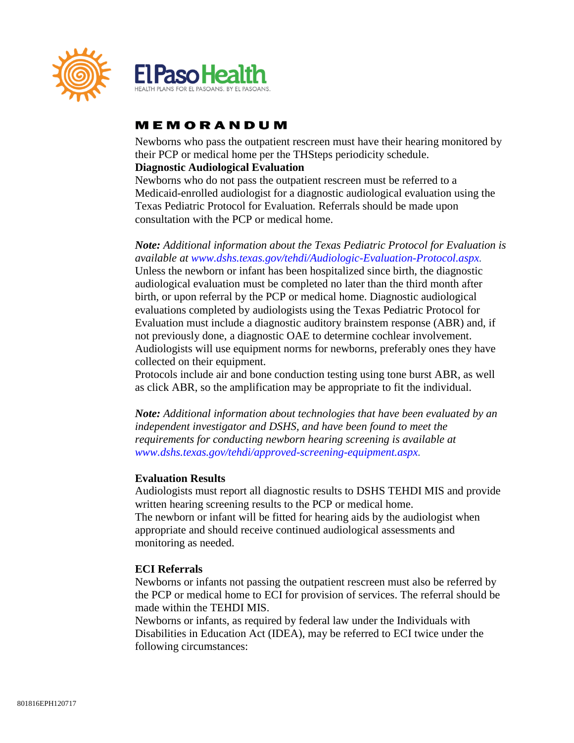# MEMORANDUM

Newborns who pass the outpatient rescreen must have their hearing monitored by their PCP or medical home per the THSteps periodicity schedule.

**Diagnostic Audiological Evaluation**

Newborns who do not pass the outpatient rescreen must be referred to a Medicaid-enrolled audiologist for a diagnostic audiological evaluation using the Texas Pediatric Protocol for Evaluation. Referrals should be made upon consultation with the PCP or medical home.

***Note:*** *Additional information about the Texas Pediatric Protocol for Evaluation is available at www.dshs.texas.gov/tehdi/Audiologic-Evaluation-Protocol.aspx.*

Unless the newborn or infant has been hospitalized since birth, the diagnostic audiological evaluation must be completed no later than the third month after birth, or upon referral by the PCP or medical home. Diagnostic audiological evaluations completed by audiologists using the Texas Pediatric Protocol for Evaluation must include a diagnostic auditory brainstem response (ABR) and, if not previously done, a diagnostic OAE to determine cochlear involvement. Audiologists will use equipment norms for newborns, preferably ones they have collected on their equipment.

Protocols include air and bone conduction testing using tone burst ABR, as well as click ABR, so the amplification may be appropriate to fit the individual.

***Note:*** *Additional information about technologies that have been evaluated by an independent investigator and DSHS, and have been found to meet the requirements for conducting newborn hearing screening is available at www.dshs.texas.gov/tehdi/approved-screening-equipment.aspx.*

**Evaluation Results**

Audiologists must report all diagnostic results to DSHS TEHDI MIS and provide written hearing screening results to the PCP or medical home.

The newborn or infant will be fitted for hearing aids by the audiologist when appropriate and should receive continued audiological assessments and monitoring as needed.

**ECI Referrals**

Newborns or infants not passing the outpatient rescreen must also be referred by the PCP or medical home to ECI for provision of services. The referral should be made within the TEHDI MIS.

Newborns or infants, as required by federal law under the Individuals with Disabilities in Education Act (IDEA), may be referred to ECI twice under the following circumstances: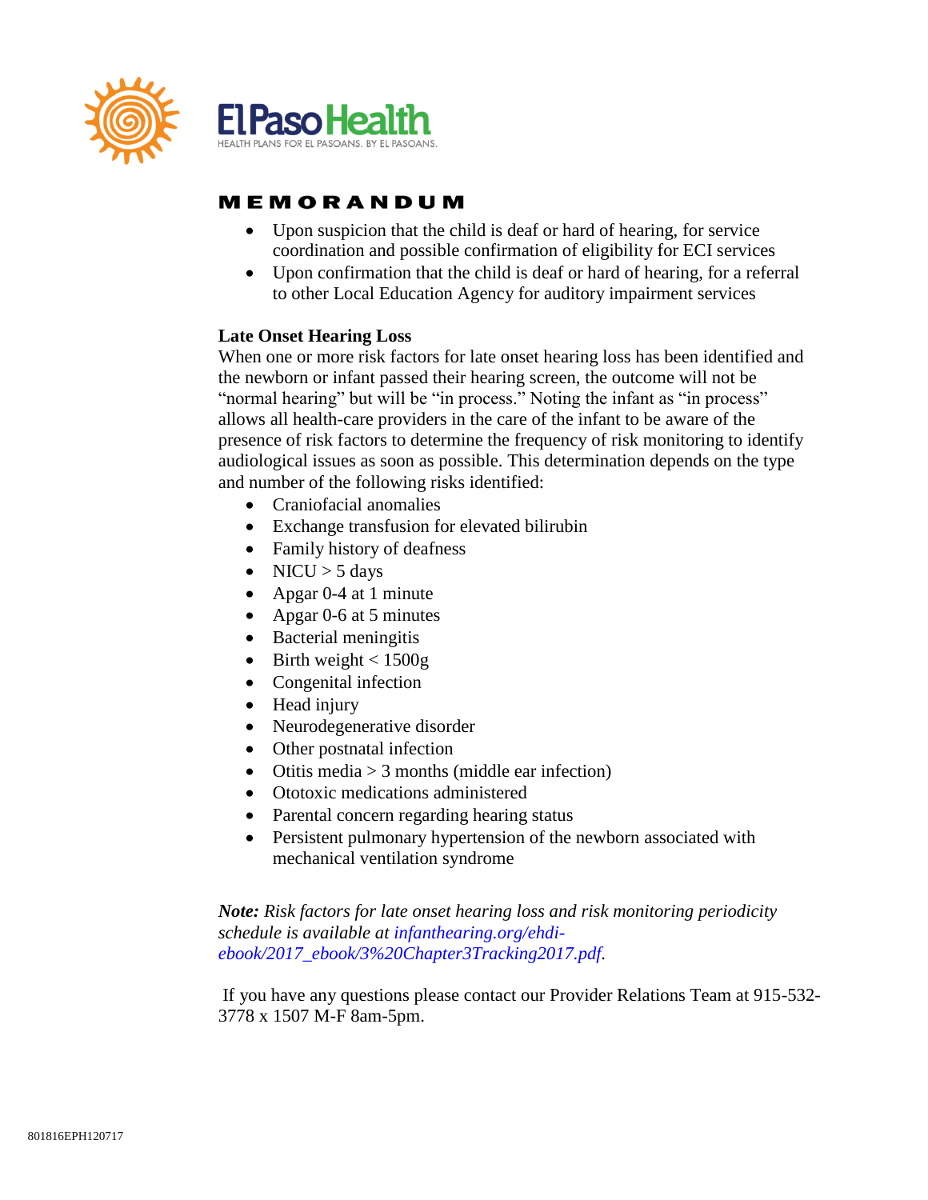El Paso Health
HEALTH PLANS FOR EL PASOANS. BY EL PASOANS.

## MEMORANDUM

- Upon suspicion that the child is deaf or hard of hearing, for service coordination and possible confirmation of eligibility for ECI services
- Upon confirmation that the child is deaf or hard of hearing, for a referral to other Local Education Agency for auditory impairment services

**Late Onset Hearing Loss**

When one or more risk factors for late onset hearing loss has been identified and the newborn or infant passed their hearing screen, the outcome will not be "normal hearing" but will be "in process." Noting the infant as "in process" allows all health-care providers in the care of the infant to be aware of the presence of risk factors to determine the frequency of risk monitoring to identify audiological issues as soon as possible. This determination depends on the type and number of the following risks identified:

- Craniofacial anomalies
- Exchange transfusion for elevated bilirubin
- Family history of deafness
- NICU > 5 days
- Apgar 0-4 at 1 minute
- Apgar 0-6 at 5 minutes
- Bacterial meningitis
- Birth weight < 1500g
- Congenital infection
- Head injury
- Neurodegenerative disorder
- Other postnatal infection
- Otitis media > 3 months (middle ear infection)
- Ototoxic medications administered
- Parental concern regarding hearing status
- Persistent pulmonary hypertension of the newborn associated with mechanical ventilation syndrome

***Note:*** *Risk factors for late onset hearing loss and risk monitoring periodicity schedule is available at infanthearing.org/ehdi-ebook/2017_ebook/3%20Chapter3Tracking2017.pdf.*

If you have any questions please contact our Provider Relations Team at 915-532-3778 x 1507 M-F 8am-5pm.

801816EPH120717